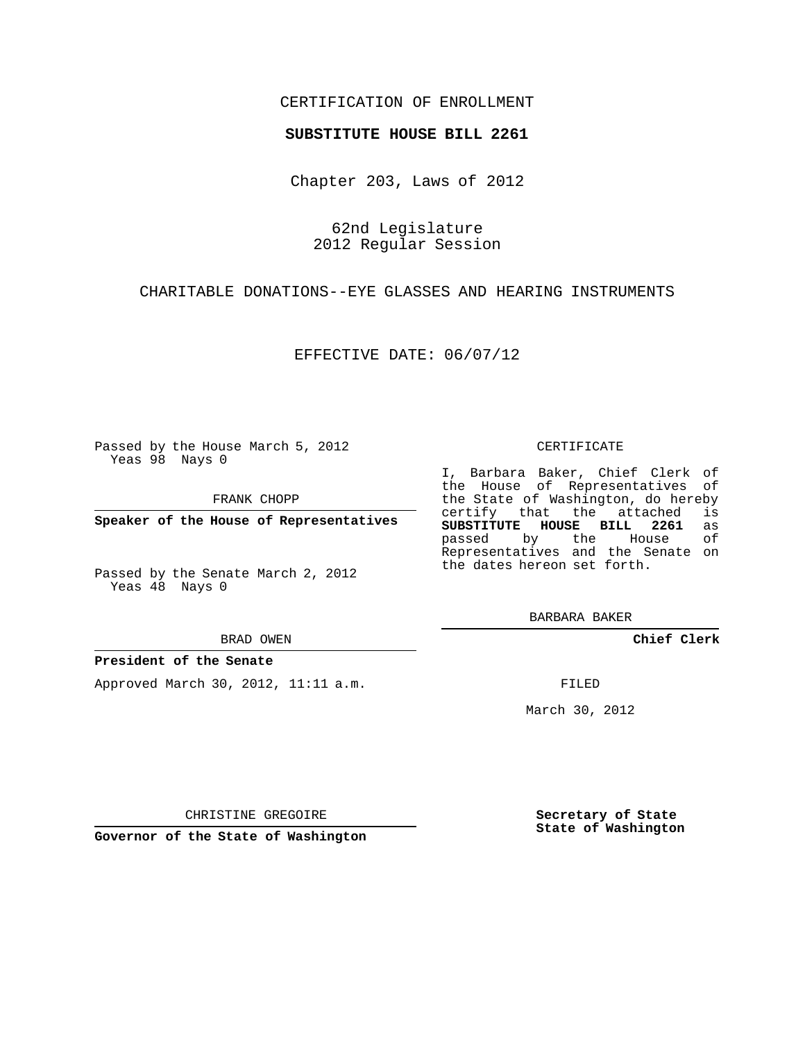CERTIFICATION OF ENROLLMENT

**SUBSTITUTE HOUSE BILL 2261**

Chapter 203, Laws of 2012

62nd Legislature
2012 Regular Session

CHARITABLE DONATIONS--EYE GLASSES AND HEARING INSTRUMENTS

EFFECTIVE DATE: 06/07/12

Passed by the House March 5, 2012
Yeas 98 Nays 0

FRANK CHOPP

**Speaker of the House of Representatives**

Passed by the Senate March 2, 2012
Yeas 48 Nays 0

BRAD OWEN

**President of the Senate**

Approved March 30, 2012, 11:11 a.m.

CHRISTINE GREGOIRE

**Governor of the State of Washington**

CERTIFICATE

I, Barbara Baker, Chief Clerk of the House of Representatives of the State of Washington, do hereby certify that the attached is **SUBSTITUTE HOUSE BILL 2261** as passed by the House of Representatives and the Senate on the dates hereon set forth.

BARBARA BAKER

**Chief Clerk**

FILED

March 30, 2012

**Secretary of State**
**State of Washington**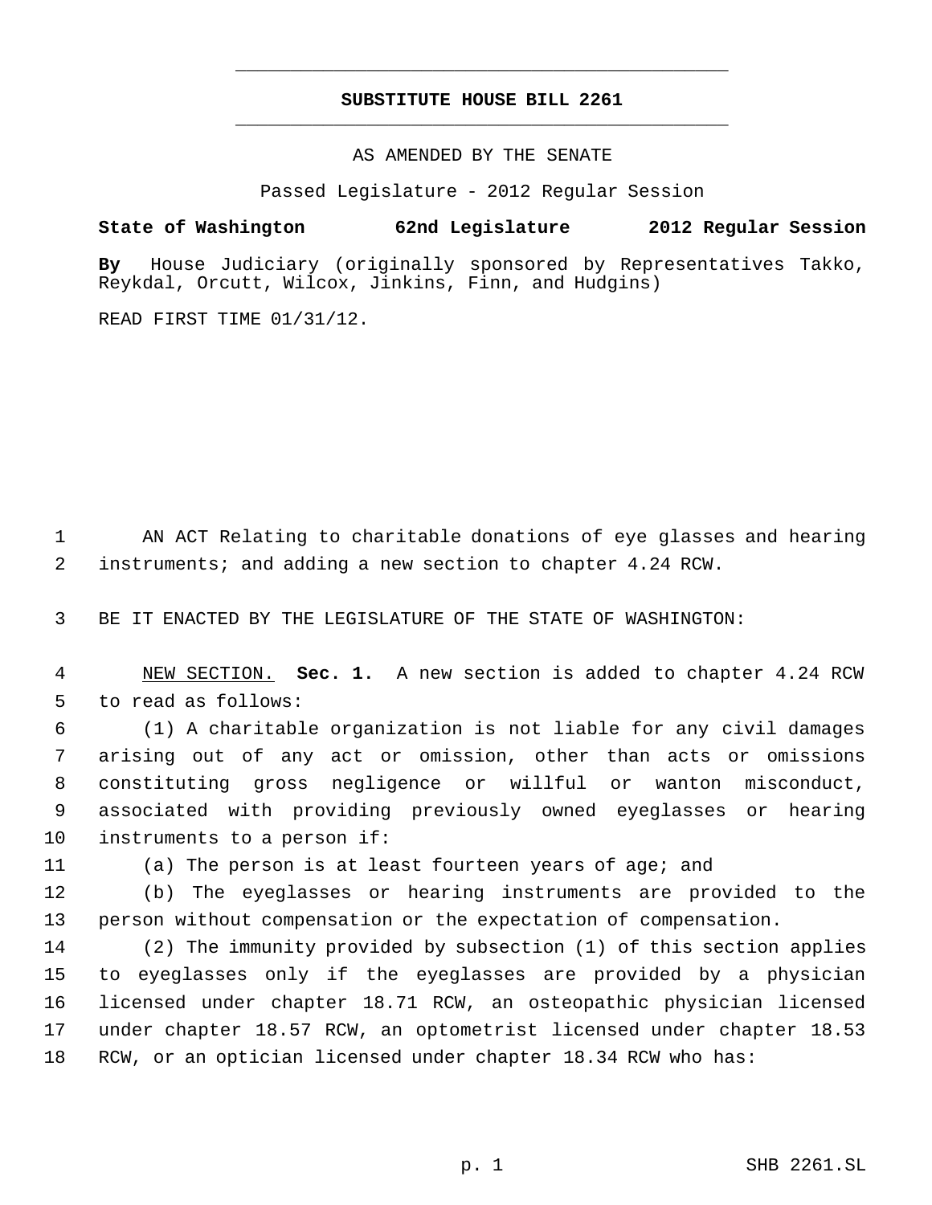# SUBSTITUTE HOUSE BILL 2261

AS AMENDED BY THE SENATE

Passed Legislature - 2012 Regular Session

**State of Washington 62nd Legislature 2012 Regular Session**

**By** House Judiciary (originally sponsored by Representatives Takko, Reykdal, Orcutt, Wilcox, Jinkins, Finn, and Hudgins)

READ FIRST TIME 01/31/12.

AN ACT Relating to charitable donations of eye glasses and hearing instruments; and adding a new section to chapter 4.24 RCW.

BE IT ENACTED BY THE LEGISLATURE OF THE STATE OF WASHINGTON:

NEW SECTION. **Sec. 1.** A new section is added to chapter 4.24 RCW to read as follows:

(1) A charitable organization is not liable for any civil damages arising out of any act or omission, other than acts or omissions constituting gross negligence or willful or wanton misconduct, associated with providing previously owned eyeglasses or hearing instruments to a person if:

(a) The person is at least fourteen years of age; and

(b) The eyeglasses or hearing instruments are provided to the person without compensation or the expectation of compensation.

(2) The immunity provided by subsection (1) of this section applies to eyeglasses only if the eyeglasses are provided by a physician licensed under chapter 18.71 RCW, an osteopathic physician licensed under chapter 18.57 RCW, an optometrist licensed under chapter 18.53 RCW, or an optician licensed under chapter 18.34 RCW who has: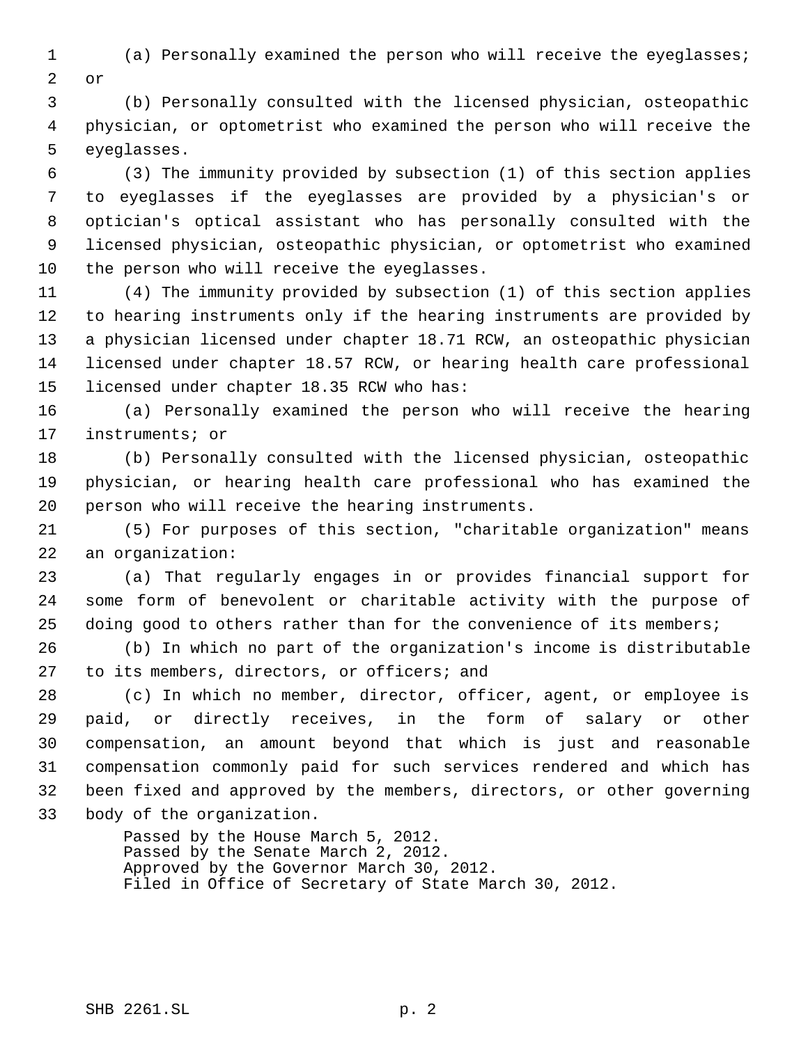(a) Personally examined the person who will receive the eyeglasses; or

(b) Personally consulted with the licensed physician, osteopathic physician, or optometrist who examined the person who will receive the eyeglasses.

(3) The immunity provided by subsection (1) of this section applies to eyeglasses if the eyeglasses are provided by a physician's or optician's optical assistant who has personally consulted with the licensed physician, osteopathic physician, or optometrist who examined the person who will receive the eyeglasses.

(4) The immunity provided by subsection (1) of this section applies to hearing instruments only if the hearing instruments are provided by a physician licensed under chapter 18.71 RCW, an osteopathic physician licensed under chapter 18.57 RCW, or hearing health care professional licensed under chapter 18.35 RCW who has:

(a) Personally examined the person who will receive the hearing instruments; or

(b) Personally consulted with the licensed physician, osteopathic physician, or hearing health care professional who has examined the person who will receive the hearing instruments.

(5) For purposes of this section, "charitable organization" means an organization:

(a) That regularly engages in or provides financial support for some form of benevolent or charitable activity with the purpose of doing good to others rather than for the convenience of its members;

(b) In which no part of the organization's income is distributable to its members, directors, or officers; and

(c) In which no member, director, officer, agent, or employee is paid, or directly receives, in the form of salary or other compensation, an amount beyond that which is just and reasonable compensation commonly paid for such services rendered and which has been fixed and approved by the members, directors, or other governing body of the organization.

Passed by the House March 5, 2012.
Passed by the Senate March 2, 2012.
Approved by the Governor March 30, 2012.
Filed in Office of Secretary of State March 30, 2012.